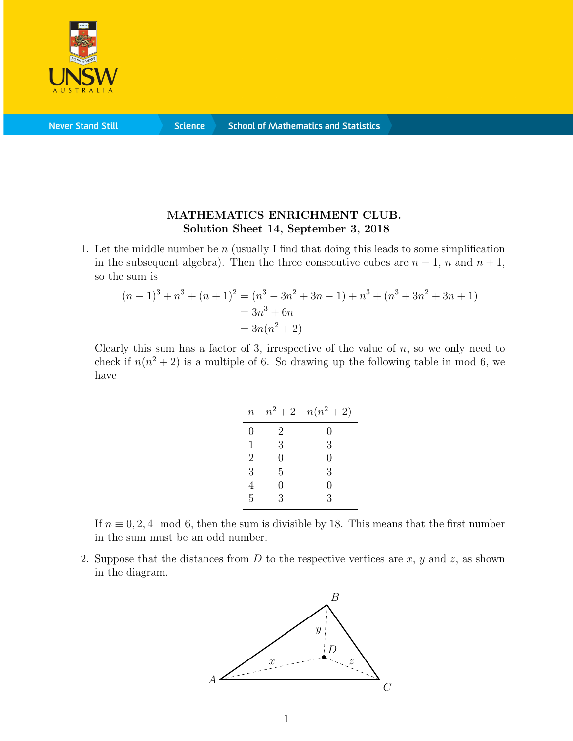**MATHEMATICS ENRICHMENT CLUB.**
**Solution Sheet 14, September 3, 2018**

1. Let the middle number be $n$ (usually I find that doing this leads to some simplification in the subsequent algebra). Then the three consecutive cubes are $n-1$, $n$ and $n+1$, so the sum is

$$\begin{aligned}(n-1)^3 + n^3 + (n+1)^2 &= (n^3 - 3n^2 + 3n - 1) + n^3 + (n^3 + 3n^2 + 3n + 1) \\ &= 3n^3 + 6n \\ &= 3n(n^2 + 2)\end{aligned}$$

Clearly this sum has a factor of 3, irrespective of the value of $n$, so we only need to check if $n(n^2+2)$ is a multiple of 6. So drawing up the following table in mod 6, we have

| $n$ | $n^2+2$ | $n(n^2+2)$ |
|---|---|---|
| 0 | 2 | 0 |
| 1 | 3 | 3 |
| 2 | 0 | 0 |
| 3 | 5 | 3 |
| 4 | 0 | 0 |
| 5 | 3 | 3 |

If $n \equiv 0, 2, 4 \mod 6$, then the sum is divisible by 18. This means that the first number in the sum must be an odd number.

2. Suppose that the distances from $D$ to the respective vertices are $x$, $y$ and $z$, as shown in the diagram.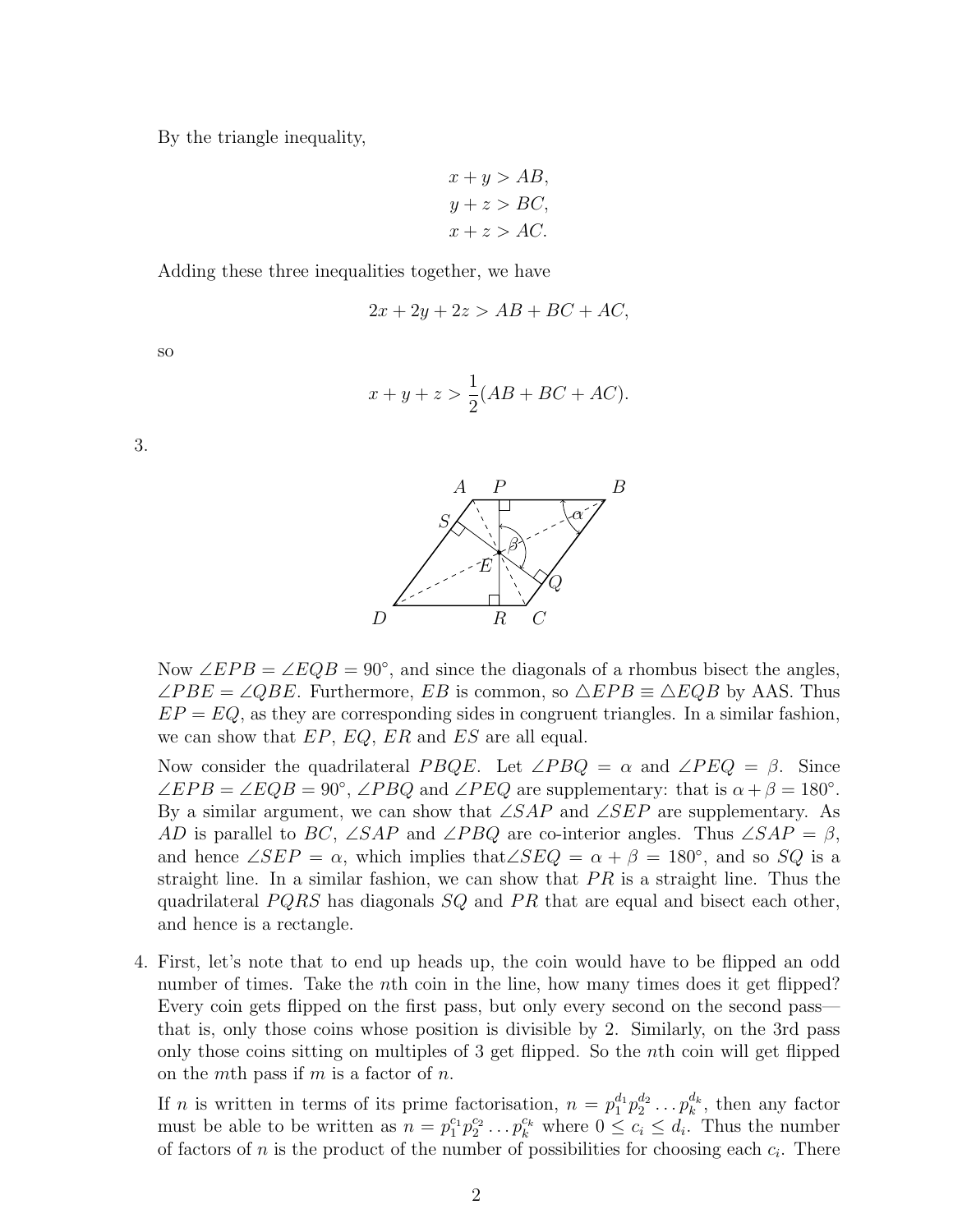By the triangle inequality,

$$x + y > AB,$$
$$y + z > BC,$$
$$x + z > AC.$$

Adding these three inequalities together, we have

$$2x + 2y + 2z > AB + BC + AC,$$

so

$$x + y + z > \frac{1}{2}(AB + BC + AC).$$

3.

Now $\angle EPB = \angle EQB = 90^\circ$, and since the diagonals of a rhombus bisect the angles, $\angle PBE = \angle QBE$. Furthermore, $EB$ is common, so $\triangle EPB \equiv \triangle EQB$ by AAS. Thus $EP = EQ$, as they are corresponding sides in congruent triangles. In a similar fashion, we can show that $EP$, $EQ$, $ER$ and $ES$ are all equal.

Now consider the quadrilateral $PBQE$. Let $\angle PBQ = \alpha$ and $\angle PEQ = \beta$. Since $\angle EPB = \angle EQB = 90^\circ$, $\angle PBQ$ and $\angle PEQ$ are supplementary: that is $\alpha + \beta = 180^\circ$. By a similar argument, we can show that $\angle SAP$ and $\angle SEP$ are supplementary. As $AD$ is parallel to $BC$, $\angle SAP$ and $\angle PBQ$ are co-interior angles. Thus $\angle SAP = \beta$, and hence $\angle SEP = \alpha$, which implies that$\angle SEQ = \alpha + \beta = 180^\circ$, and so $SQ$ is a straight line. In a similar fashion, we can show that $PR$ is a straight line. Thus the quadrilateral $PQRS$ has diagonals $SQ$ and $PR$ that are equal and bisect each other, and hence is a rectangle.

4. First, let's note that to end up heads up, the coin would have to be flipped an odd number of times. Take the $n$th coin in the line, how many times does it get flipped? Every coin gets flipped on the first pass, but only every second on the second pass—that is, only those coins whose position is divisible by 2. Similarly, on the 3rd pass only those coins sitting on multiples of 3 get flipped. So the $n$th coin will get flipped on the $m$th pass if $m$ is a factor of $n$.

   If $n$ is written in terms of its prime factorisation, $n = p_1^{d_1} p_2^{d_2} \dots p_k^{d_k}$, then any factor must be able to be written as $n = p_1^{c_1} p_2^{c_2} \dots p_k^{c_k}$ where $0 \leq c_i \leq d_i$. Thus the number of factors of $n$ is the product of the number of possibilities for choosing each $c_i$. There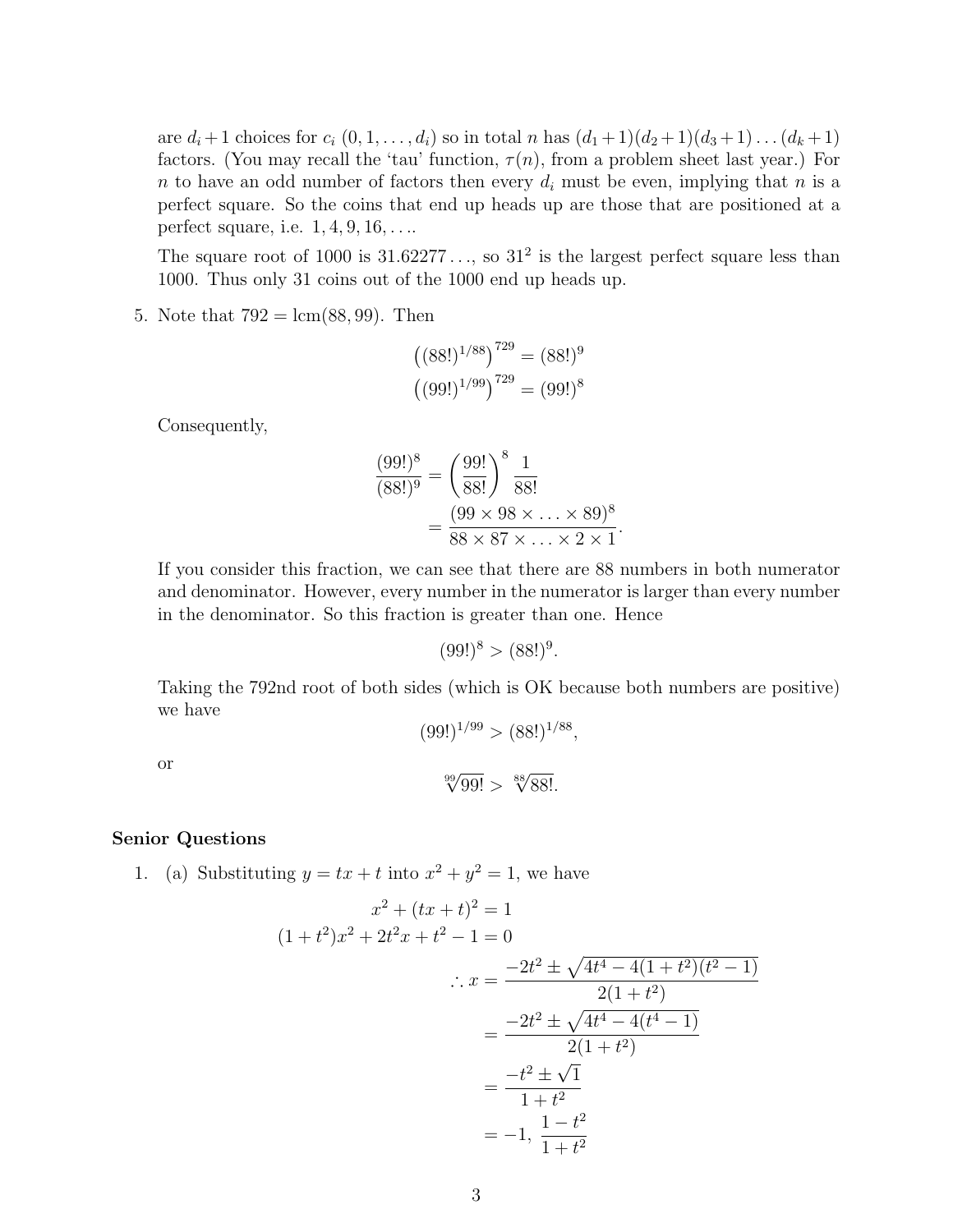are $d_i + 1$ choices for $c_i$ $(0, 1, \ldots, d_i)$ so in total $n$ has $(d_1+1)(d_2+1)(d_3+1)\ldots(d_k+1)$ factors. (You may recall the 'tau' function, $\tau(n)$, from a problem sheet last year.) For $n$ to have an odd number of factors then every $d_i$ must be even, implying that $n$ is a perfect square. So the coins that end up heads up are those that are positioned at a perfect square, i.e. $1, 4, 9, 16, \ldots$.

The square root of 1000 is $31.62277\ldots$, so $31^2$ is the largest perfect square less than 1000. Thus only 31 coins out of the 1000 end up heads up.

5. Note that $792 = \text{lcm}(88, 99)$. Then

$$\left((88!)^{1/88}\right)^{729} = (88!)^9$$
$$\left((99!)^{1/99}\right)^{729} = (99!)^8$$

Consequently,

$$\begin{aligned}\frac{(99!)^8}{(88!)^9} &= \left(\frac{99!}{88!}\right)^8 \frac{1}{88!}\\ &= \frac{(99 \times 98 \times \ldots \times 89)^8}{88 \times 87 \times \ldots \times 2 \times 1}.\end{aligned}$$

If you consider this fraction, we can see that there are 88 numbers in both numerator and denominator. However, every number in the numerator is larger than every number in the denominator. So this fraction is greater than one. Hence

$$(99!)^8 > (88!)^9.$$

Taking the 792nd root of both sides (which is OK because both numbers are positive) we have

$$(99!)^{1/99} > (88!)^{1/88},$$

or

$$\sqrt[99]{99!} > \sqrt[88]{88!}.$$

## Senior Questions

1. (a) Substituting $y = tx + t$ into $x^2 + y^2 = 1$, we have

$$\begin{aligned}x^2 + (tx+t)^2 &= 1\\ (1+t^2)x^2 + 2t^2x + t^2 - 1 &= 0\\ \therefore x &= \frac{-2t^2 \pm \sqrt{4t^4 - 4(1+t^2)(t^2-1)}}{2(1+t^2)}\\ &= \frac{-2t^2 \pm \sqrt{4t^4 - 4(t^4-1)}}{2(1+t^2)}\\ &= \frac{-t^2 \pm \sqrt{1}}{1+t^2}\\ &= -1,\ \frac{1-t^2}{1+t^2}\end{aligned}$$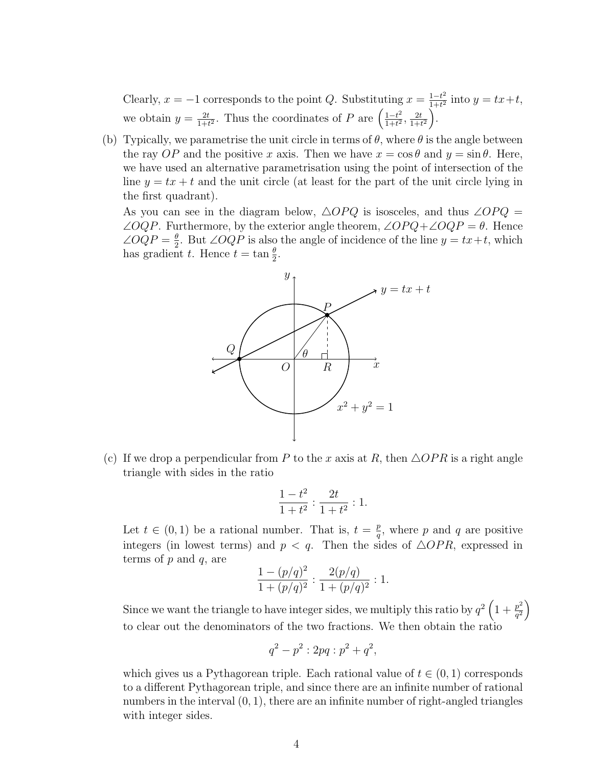Clearly, $x = -1$ corresponds to the point $Q$. Substituting $x = \frac{1-t^2}{1+t^2}$ into $y = tx+t$, we obtain $y = \frac{2t}{1+t^2}$. Thus the coordinates of $P$ are $\left(\frac{1-t^2}{1+t^2}, \frac{2t}{1+t^2}\right)$.

(b) Typically, we parametrise the unit circle in terms of $\theta$, where $\theta$ is the angle between the ray $OP$ and the positive $x$ axis. Then we have $x = \cos\theta$ and $y = \sin\theta$. Here, we have used an alternative parametrisation using the point of intersection of the line $y = tx + t$ and the unit circle (at least for the part of the unit circle lying in the first quadrant).

As you can see in the diagram below, $\triangle OPQ$ is isosceles, and thus $\angle OPQ = \angle OQP$. Furthermore, by the exterior angle theorem, $\angle OPQ + \angle OQP = \theta$. Hence $\angle OQP = \frac{\theta}{2}$. But $\angle OQP$ is also the angle of incidence of the line $y = tx+t$, which has gradient $t$. Hence $t = \tan\frac{\theta}{2}$.

(c) If we drop a perpendicular from $P$ to the $x$ axis at $R$, then $\triangle OPR$ is a right angle triangle with sides in the ratio

$$\frac{1-t^2}{1+t^2} : \frac{2t}{1+t^2} : 1.$$

Let $t \in (0, 1)$ be a rational number. That is, $t = \frac{p}{q}$, where $p$ and $q$ are positive integers (in lowest terms) and $p < q$. Then the sides of $\triangle OPR$, expressed in terms of $p$ and $q$, are

$$\frac{1-(p/q)^2}{1+(p/q)^2} : \frac{2(p/q)}{1+(p/q)^2} : 1.$$

Since we want the triangle to have integer sides, we multiply this ratio by $q^2\left(1 + \frac{p^2}{q^2}\right)$ to clear out the denominators of the two fractions. We then obtain the ratio

$$q^2 - p^2 : 2pq : p^2 + q^2,$$

which gives us a Pythagorean triple. Each rational value of $t \in (0, 1)$ corresponds to a different Pythagorean triple, and since there are an infinite number of rational numbers in the interval $(0, 1)$, there are an infinite number of right-angled triangles with integer sides.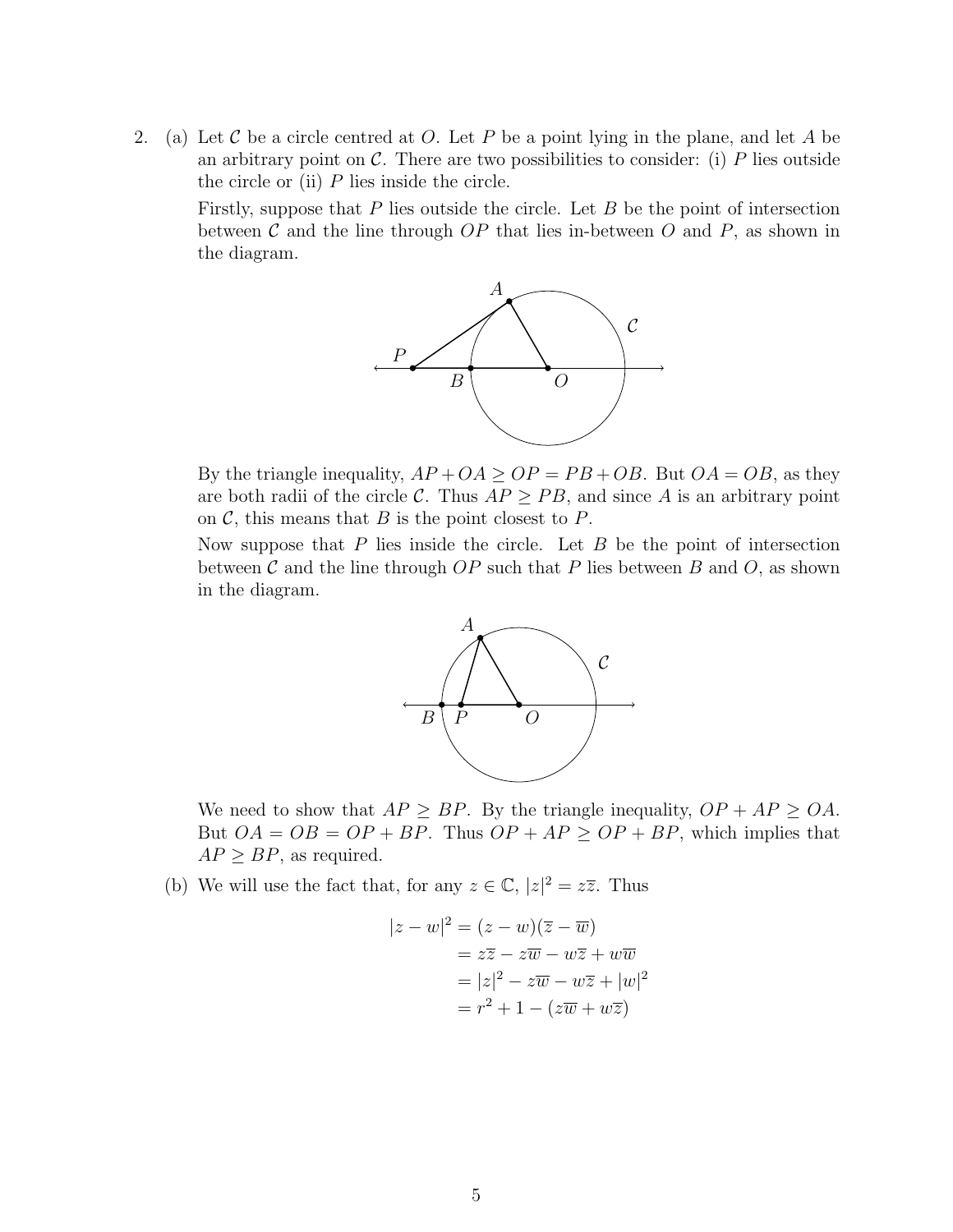2. (a) Let $\mathcal{C}$ be a circle centred at $O$. Let $P$ be a point lying in the plane, and let $A$ be an arbitrary point on $\mathcal{C}$. There are two possibilities to consider: (i) $P$ lies outside the circle or (ii) $P$ lies inside the circle.

   Firstly, suppose that $P$ lies outside the circle. Let $B$ be the point of intersection between $\mathcal{C}$ and the line through $OP$ that lies in-between $O$ and $P$, as shown in the diagram.

   By the triangle inequality, $AP + OA \geq OP = PB + OB$. But $OA = OB$, as they are both radii of the circle $\mathcal{C}$. Thus $AP \geq PB$, and since $A$ is an arbitrary point on $\mathcal{C}$, this means that $B$ is the point closest to $P$.

   Now suppose that $P$ lies inside the circle. Let $B$ be the point of intersection between $\mathcal{C}$ and the line through $OP$ such that $P$ lies between $B$ and $O$, as shown in the diagram.

   We need to show that $AP \geq BP$. By the triangle inequality, $OP + AP \geq OA$. But $OA = OB = OP + BP$. Thus $OP + AP \geq OP + BP$, which implies that $AP \geq BP$, as required.

   (b) We will use the fact that, for any $z \in \mathbb{C}$, $|z|^2 = z\overline{z}$. Thus

$$
\begin{aligned}
|z - w|^2 &= (z - w)(\overline{z} - \overline{w}) \\
&= z\overline{z} - z\overline{w} - w\overline{z} + w\overline{w} \\
&= |z|^2 - z\overline{w} - w\overline{z} + |w|^2 \\
&= r^2 + 1 - (z\overline{w} + w\overline{z})
\end{aligned}
$$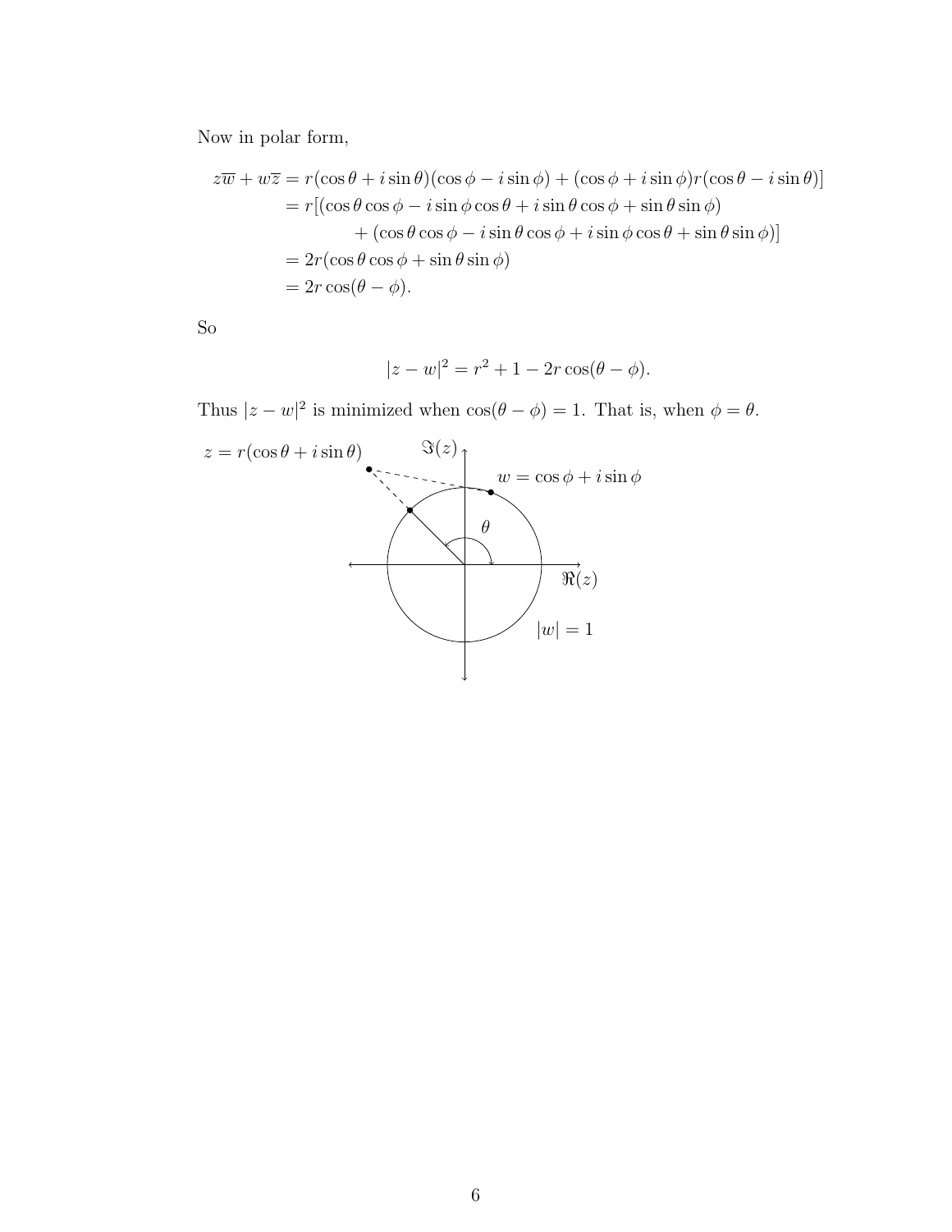Now in polar form,

$$
\begin{aligned}
z\overline{w} + w\overline{z} &= r(\cos\theta + i\sin\theta)(\cos\phi - i\sin\phi) + (\cos\phi + i\sin\phi)r(\cos\theta - i\sin\theta)] \\
&= r[(\cos\theta\cos\phi - i\sin\phi\cos\theta + i\sin\theta\cos\phi + \sin\theta\sin\phi) \\
&\qquad + (\cos\theta\cos\phi - i\sin\theta\cos\phi + i\sin\phi\cos\theta + \sin\theta\sin\phi)] \\
&= 2r(\cos\theta\cos\phi + \sin\theta\sin\phi) \\
&= 2r\cos(\theta - \phi).
\end{aligned}
$$

So

$$
|z - w|^2 = r^2 + 1 - 2r\cos(\theta - \phi).
$$

Thus $|z - w|^2$ is minimized when $\cos(\theta - \phi) = 1$. That is, when $\phi = \theta$.

$z = r(\cos\theta + i\sin\theta)$

$\Im(z)$

$w = \cos\phi + i\sin\phi$

$\theta$

$\Re(z)$

$|w| = 1$